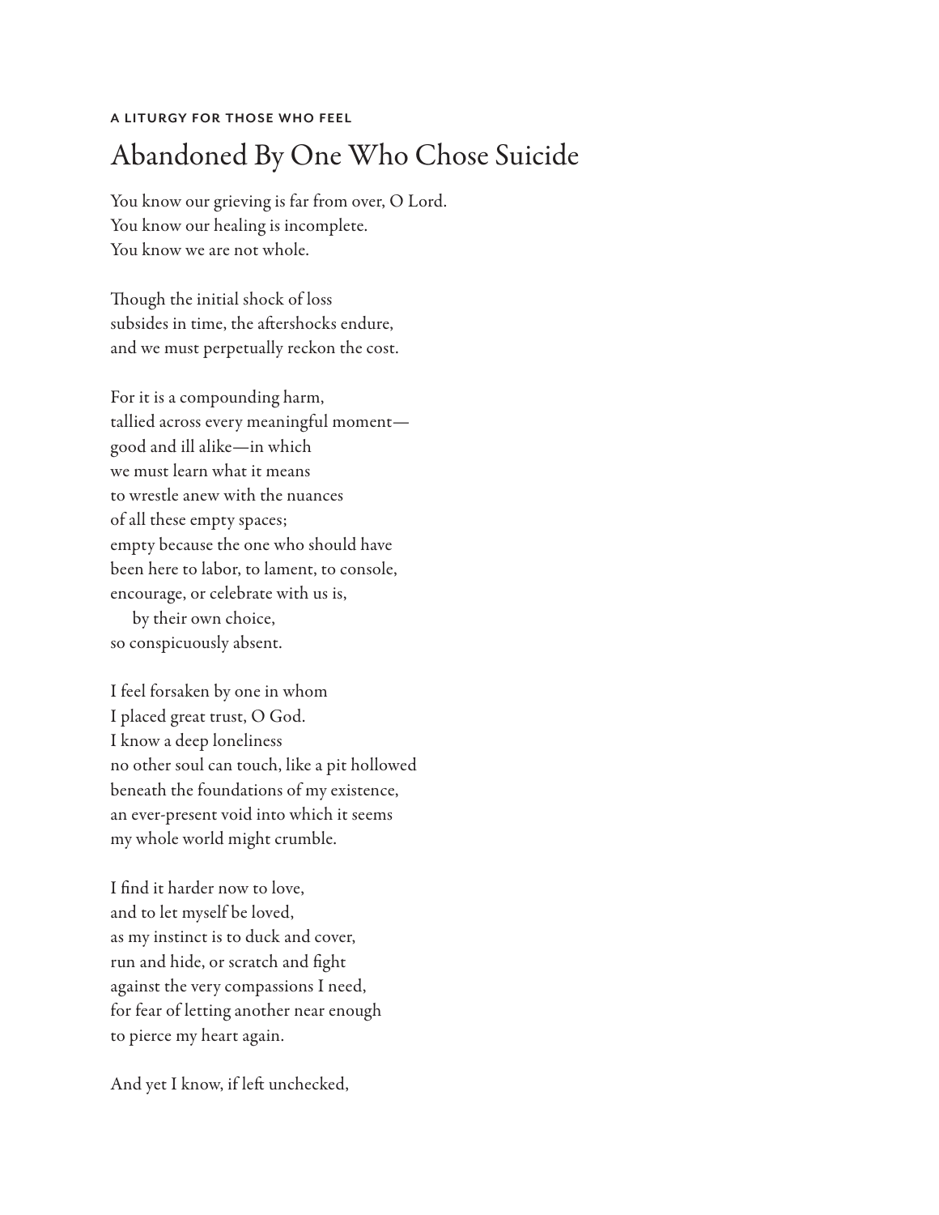**A LITURGY FOR THOSE WHO FEEL**

# Abandoned By One Who Chose Suicide

You know our grieving is far from over, O Lord.  
You know our healing is incomplete.  
You know we are not whole.

Though the initial shock of loss  
subsides in time, the aftershocks endure,  
and we must perpetually reckon the cost.

For it is a compounding harm,  
tallied across every meaningful moment—  
good and ill alike—in which  
we must learn what it means  
to wrestle anew with the nuances  
of all these empty spaces;  
empty because the one who should have  
been here to labor, to lament, to console,  
encourage, or celebrate with us is,  
    by their own choice,  
so conspicuously absent.

I feel forsaken by one in whom  
I placed great trust, O God.  
I know a deep loneliness  
no other soul can touch, like a pit hollowed  
beneath the foundations of my existence,  
an ever-present void into which it seems  
my whole world might crumble.

I find it harder now to love,  
and to let myself be loved,  
as my instinct is to duck and cover,  
run and hide, or scratch and fight  
against the very compassions I need,  
for fear of letting another near enough  
to pierce my heart again.

And yet I know, if left unchecked,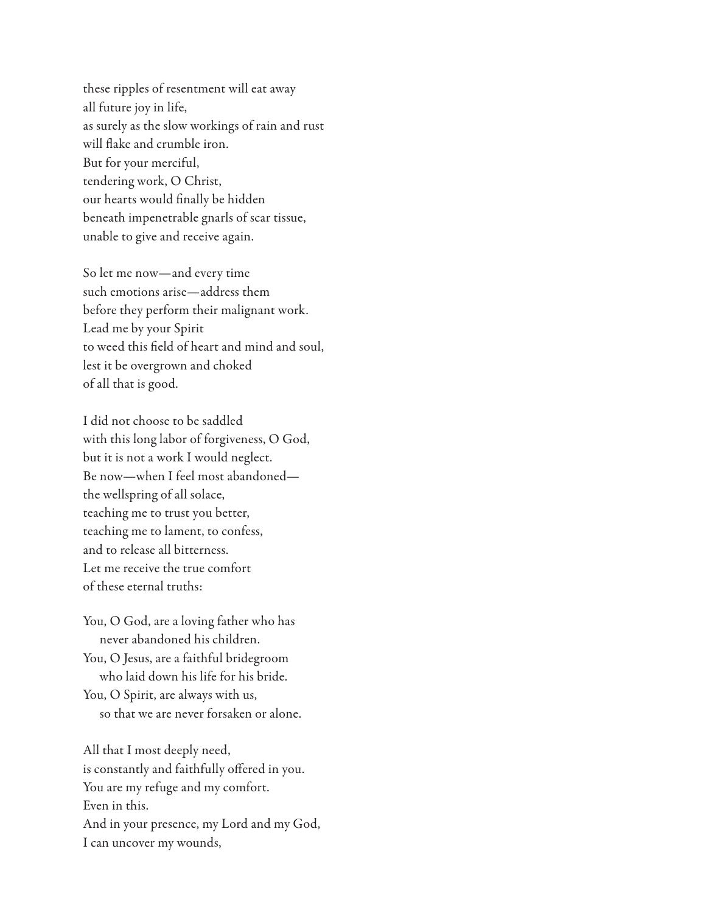these ripples of resentment will eat away
all future joy in life,
as surely as the slow workings of rain and rust
will flake and crumble iron.
But for your merciful,
tendering work, O Christ,
our hearts would finally be hidden
beneath impenetrable gnarls of scar tissue,
unable to give and receive again.

So let me now—and every time
such emotions arise—address them
before they perform their malignant work.
Lead me by your Spirit
to weed this field of heart and mind and soul,
lest it be overgrown and choked
of all that is good.

I did not choose to be saddled
with this long labor of forgiveness, O God,
but it is not a work I would neglect.
Be now—when I feel most abandoned—
the wellspring of all solace,
teaching me to trust you better,
teaching me to lament, to confess,
and to release all bitterness.
Let me receive the true comfort
of these eternal truths:

You, O God, are a loving father who has
&nbsp;&nbsp;&nbsp;&nbsp;never abandoned his children.
You, O Jesus, are a faithful bridegroom
&nbsp;&nbsp;&nbsp;&nbsp;who laid down his life for his bride.
You, O Spirit, are always with us,
&nbsp;&nbsp;&nbsp;&nbsp;so that we are never forsaken or alone.

All that I most deeply need,
is constantly and faithfully offered in you.
You are my refuge and my comfort.
Even in this.
And in your presence, my Lord and my God,
I can uncover my wounds,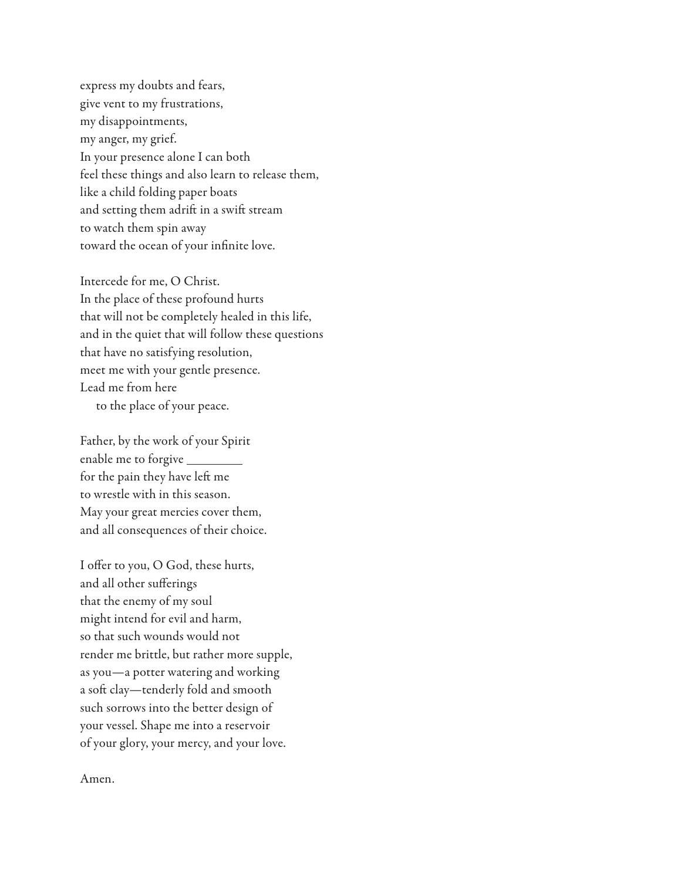express my doubts and fears,  
give vent to my frustrations,  
my disappointments,  
my anger, my grief.  
In your presence alone I can both  
feel these things and also learn to release them,  
like a child folding paper boats  
and setting them adrift in a swift stream  
to watch them spin away  
toward the ocean of your infinite love.

Intercede for me, O Christ.  
In the place of these profound hurts  
that will not be completely healed in this life,  
and in the quiet that will follow these questions  
that have no satisfying resolution,  
meet me with your gentle presence.  
Lead me from here  
    to the place of your peace.

Father, by the work of your Spirit  
enable me to forgive ________  
for the pain they have left me  
to wrestle with in this season.  
May your great mercies cover them,  
and all consequences of their choice.

I offer to you, O God, these hurts,  
and all other sufferings  
that the enemy of my soul  
might intend for evil and harm,  
so that such wounds would not  
render me brittle, but rather more supple,  
as you—a potter watering and working  
a soft clay—tenderly fold and smooth  
such sorrows into the better design of  
your vessel. Shape me into a reservoir  
of your glory, your mercy, and your love.

Amen.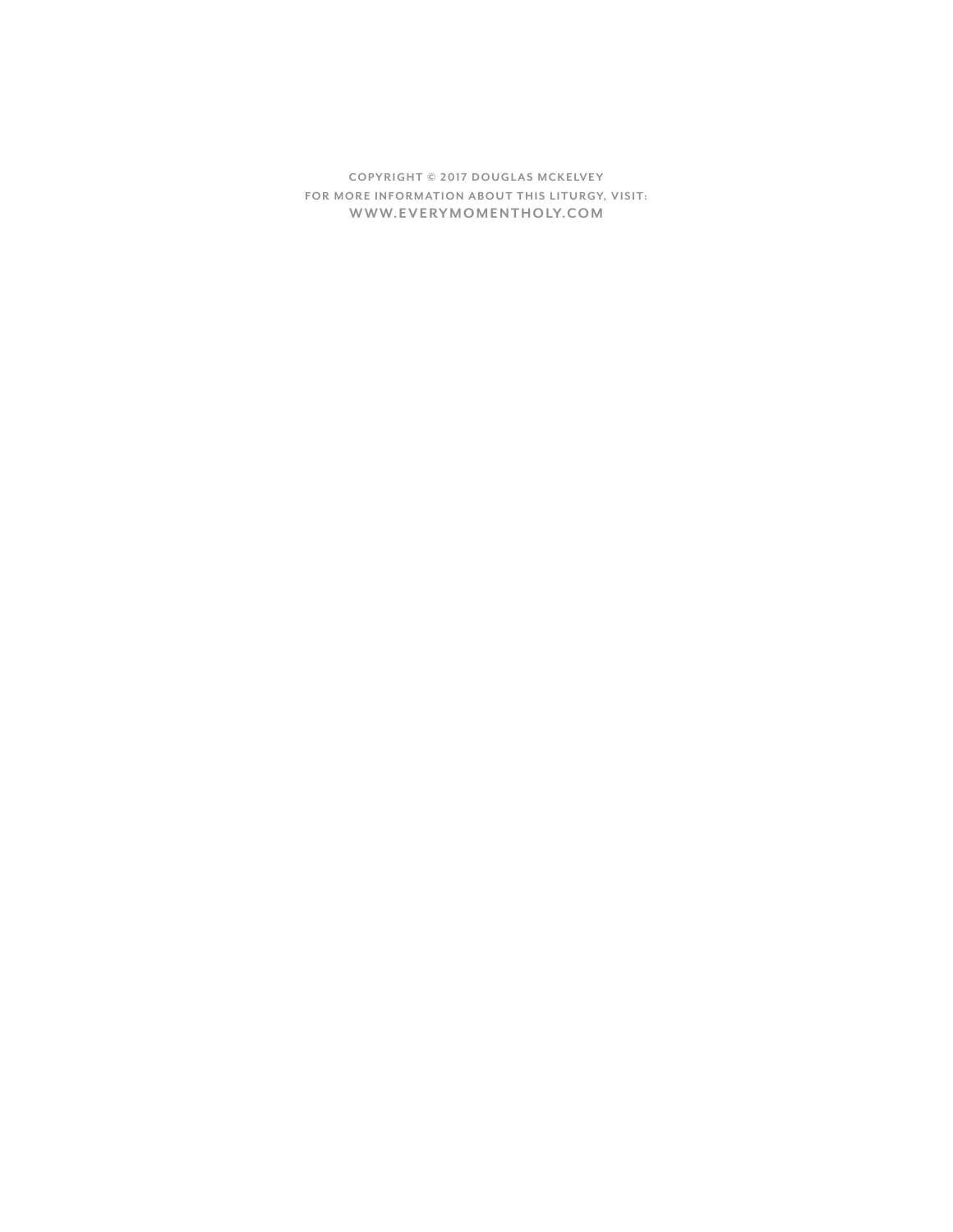COPYRIGHT © 2017 DOUGLAS MCKELVEY
FOR MORE INFORMATION ABOUT THIS LITURGY, VISIT:
WWW.EVERYMOMENTHOLY.COM